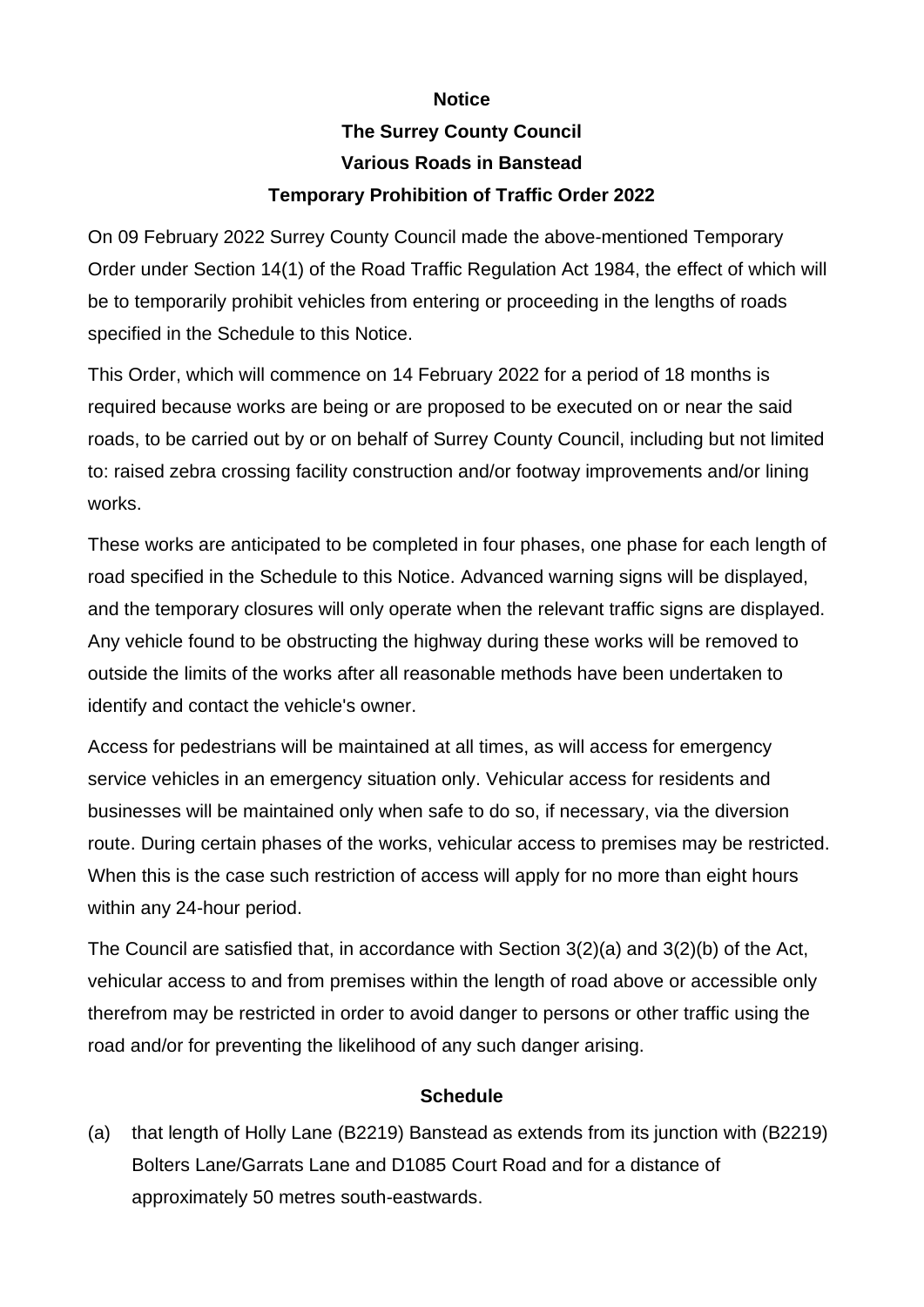**Notice**

**The Surrey County Council**

**Various Roads in Banstead**

**Temporary Prohibition of Traffic Order 2022**

On 09 February 2022 Surrey County Council made the above-mentioned Temporary Order under Section 14(1) of the Road Traffic Regulation Act 1984, the effect of which will be to temporarily prohibit vehicles from entering or proceeding in the lengths of roads specified in the Schedule to this Notice.

This Order, which will commence on 14 February 2022 for a period of 18 months is required because works are being or are proposed to be executed on or near the said roads, to be carried out by or on behalf of Surrey County Council, including but not limited to: raised zebra crossing facility construction and/or footway improvements and/or lining works.

These works are anticipated to be completed in four phases, one phase for each length of road specified in the Schedule to this Notice. Advanced warning signs will be displayed, and the temporary closures will only operate when the relevant traffic signs are displayed. Any vehicle found to be obstructing the highway during these works will be removed to outside the limits of the works after all reasonable methods have been undertaken to identify and contact the vehicle's owner.

Access for pedestrians will be maintained at all times, as will access for emergency service vehicles in an emergency situation only. Vehicular access for residents and businesses will be maintained only when safe to do so, if necessary, via the diversion route. During certain phases of the works, vehicular access to premises may be restricted. When this is the case such restriction of access will apply for no more than eight hours within any 24-hour period.

The Council are satisfied that, in accordance with Section 3(2)(a) and 3(2)(b) of the Act, vehicular access to and from premises within the length of road above or accessible only therefrom may be restricted in order to avoid danger to persons or other traffic using the road and/or for preventing the likelihood of any such danger arising.

**Schedule**

(a) that length of Holly Lane (B2219) Banstead as extends from its junction with (B2219) Bolters Lane/Garrats Lane and D1085 Court Road and for a distance of approximately 50 metres south-eastwards.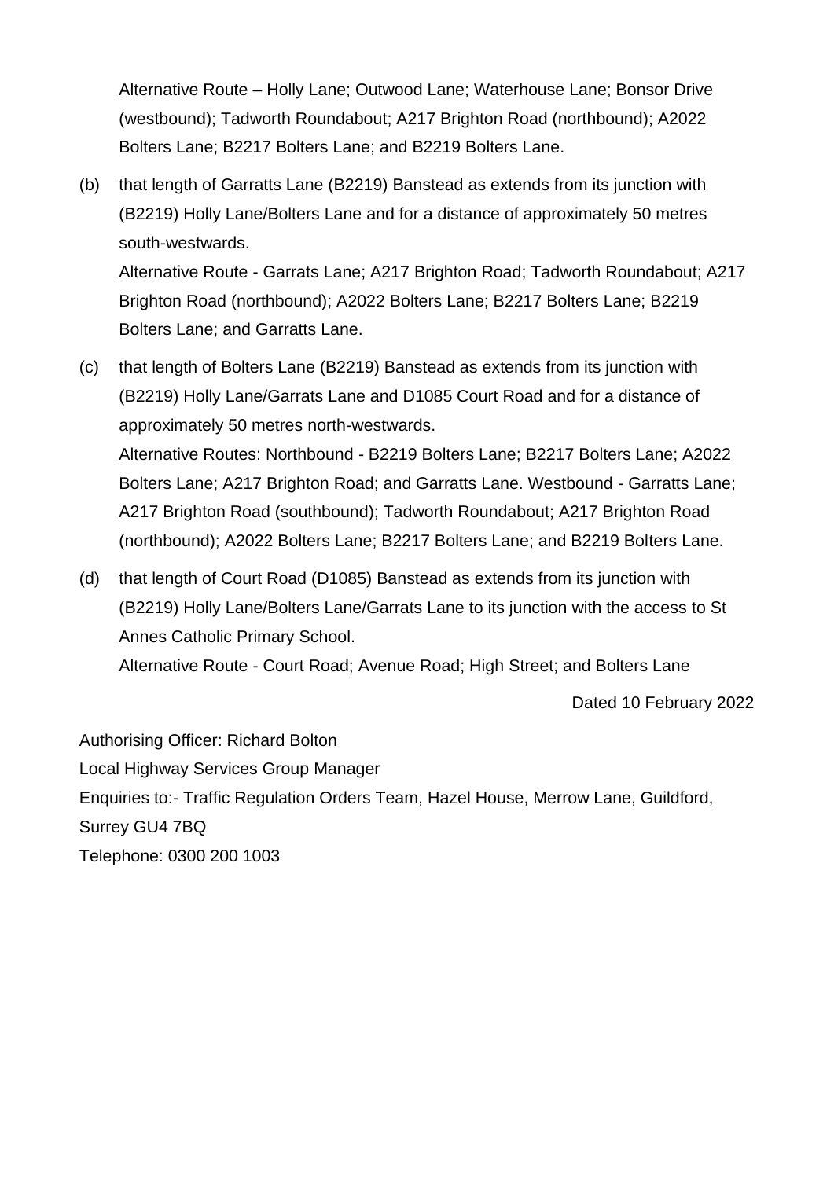Alternative Route – Holly Lane; Outwood Lane; Waterhouse Lane; Bonsor Drive (westbound); Tadworth Roundabout; A217 Brighton Road (northbound); A2022 Bolters Lane; B2217 Bolters Lane; and B2219 Bolters Lane.

(b) that length of Garratts Lane (B2219) Banstead as extends from its junction with (B2219) Holly Lane/Bolters Lane and for a distance of approximately 50 metres south-westwards.
Alternative Route - Garrats Lane; A217 Brighton Road; Tadworth Roundabout; A217 Brighton Road (northbound); A2022 Bolters Lane; B2217 Bolters Lane; B2219 Bolters Lane; and Garratts Lane.

(c) that length of Bolters Lane (B2219) Banstead as extends from its junction with (B2219) Holly Lane/Garrats Lane and D1085 Court Road and for a distance of approximately 50 metres north-westwards.
Alternative Routes: Northbound - B2219 Bolters Lane; B2217 Bolters Lane; A2022 Bolters Lane; A217 Brighton Road; and Garratts Lane. Westbound - Garratts Lane; A217 Brighton Road (southbound); Tadworth Roundabout; A217 Brighton Road (northbound); A2022 Bolters Lane; B2217 Bolters Lane; and B2219 Bolters Lane.

(d) that length of Court Road (D1085) Banstead as extends from its junction with (B2219) Holly Lane/Bolters Lane/Garrats Lane to its junction with the access to St Annes Catholic Primary School.
Alternative Route - Court Road; Avenue Road; High Street; and Bolters Lane

Dated 10 February 2022

Authorising Officer: Richard Bolton
Local Highway Services Group Manager
Enquiries to:- Traffic Regulation Orders Team, Hazel House, Merrow Lane, Guildford, Surrey GU4 7BQ
Telephone: 0300 200 1003